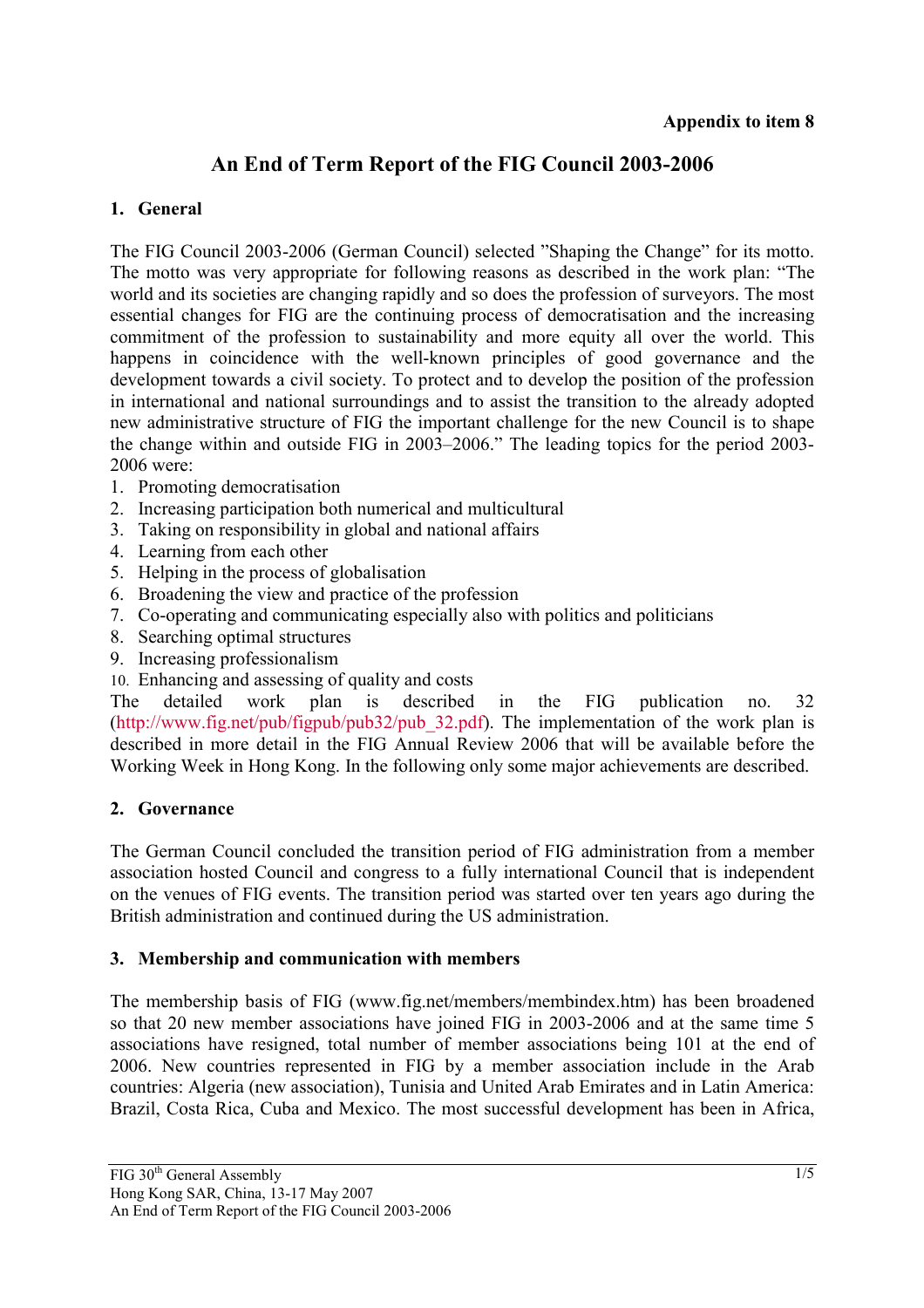**Appendix to item 8**

# An End of Term Report of the FIG Council 2003-2006

## 1. General

The FIG Council 2003-2006 (German Council) selected "Shaping the Change" for its motto. The motto was very appropriate for following reasons as described in the work plan: "The world and its societies are changing rapidly and so does the profession of surveyors. The most essential changes for FIG are the continuing process of democratisation and the increasing commitment of the profession to sustainability and more equity all over the world. This happens in coincidence with the well-known principles of good governance and the development towards a civil society. To protect and to develop the position of the profession in international and national surroundings and to assist the transition to the already adopted new administrative structure of FIG the important challenge for the new Council is to shape the change within and outside FIG in 2003–2006." The leading topics for the period 2003-2006 were:

1. Promoting democratisation
2. Increasing participation both numerical and multicultural
3. Taking on responsibility in global and national affairs
4. Learning from each other
5. Helping in the process of globalisation
6. Broadening the view and practice of the profession
7. Co-operating and communicating especially also with politics and politicians
8. Searching optimal structures
9. Increasing professionalism
10. Enhancing and assessing of quality and costs

The detailed work plan is described in the FIG publication no. 32 (http://www.fig.net/pub/figpub/pub32/pub_32.pdf). The implementation of the work plan is described in more detail in the FIG Annual Review 2006 that will be available before the Working Week in Hong Kong. In the following only some major achievements are described.

## 2. Governance

The German Council concluded the transition period of FIG administration from a member association hosted Council and congress to a fully international Council that is independent on the venues of FIG events. The transition period was started over ten years ago during the British administration and continued during the US administration.

## 3. Membership and communication with members

The membership basis of FIG (www.fig.net/members/membindex.htm) has been broadened so that 20 new member associations have joined FIG in 2003-2006 and at the same time 5 associations have resigned, total number of member associations being 101 at the end of 2006. New countries represented in FIG by a member association include in the Arab countries: Algeria (new association), Tunisia and United Arab Emirates and in Latin America: Brazil, Costa Rica, Cuba and Mexico. The most successful development has been in Africa,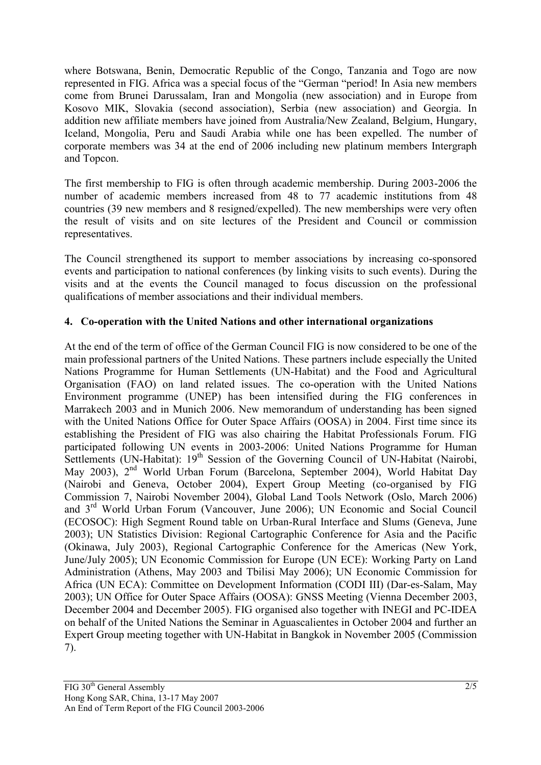where Botswana, Benin, Democratic Republic of the Congo, Tanzania and Togo are now represented in FIG. Africa was a special focus of the "German "period! In Asia new members come from Brunei Darussalam, Iran and Mongolia (new association) and in Europe from Kosovo MIK, Slovakia (second association), Serbia (new association) and Georgia. In addition new affiliate members have joined from Australia/New Zealand, Belgium, Hungary, Iceland, Mongolia, Peru and Saudi Arabia while one has been expelled. The number of corporate members was 34 at the end of 2006 including new platinum members Intergraph and Topcon.

The first membership to FIG is often through academic membership. During 2003-2006 the number of academic members increased from 48 to 77 academic institutions from 48 countries (39 new members and 8 resigned/expelled). The new memberships were very often the result of visits and on site lectures of the President and Council or commission representatives.

The Council strengthened its support to member associations by increasing co-sponsored events and participation to national conferences (by linking visits to such events). During the visits and at the events the Council managed to focus discussion on the professional qualifications of member associations and their individual members.

## 4. Co-operation with the United Nations and other international organizations

At the end of the term of office of the German Council FIG is now considered to be one of the main professional partners of the United Nations. These partners include especially the United Nations Programme for Human Settlements (UN-Habitat) and the Food and Agricultural Organisation (FAO) on land related issues. The co-operation with the United Nations Environment programme (UNEP) has been intensified during the FIG conferences in Marrakech 2003 and in Munich 2006. New memorandum of understanding has been signed with the United Nations Office for Outer Space Affairs (OOSA) in 2004. First time since its establishing the President of FIG was also chairing the Habitat Professionals Forum. FIG participated following UN events in 2003-2006: United Nations Programme for Human Settlements (UN-Habitat): 19th Session of the Governing Council of UN-Habitat (Nairobi, May 2003), 2nd World Urban Forum (Barcelona, September 2004), World Habitat Day (Nairobi and Geneva, October 2004), Expert Group Meeting (co-organised by FIG Commission 7, Nairobi November 2004), Global Land Tools Network (Oslo, March 2006) and 3rd World Urban Forum (Vancouver, June 2006); UN Economic and Social Council (ECOSOC): High Segment Round table on Urban-Rural Interface and Slums (Geneva, June 2003); UN Statistics Division: Regional Cartographic Conference for Asia and the Pacific (Okinawa, July 2003), Regional Cartographic Conference for the Americas (New York, June/July 2005); UN Economic Commission for Europe (UN ECE): Working Party on Land Administration (Athens, May 2003 and Tbilisi May 2006); UN Economic Commission for Africa (UN ECA): Committee on Development Information (CODI III) (Dar-es-Salam, May 2003); UN Office for Outer Space Affairs (OOSA): GNSS Meeting (Vienna December 2003, December 2004 and December 2005). FIG organised also together with INEGI and PC-IDEA on behalf of the United Nations the Seminar in Aguascalientes in October 2004 and further an Expert Group meeting together with UN-Habitat in Bangkok in November 2005 (Commission 7).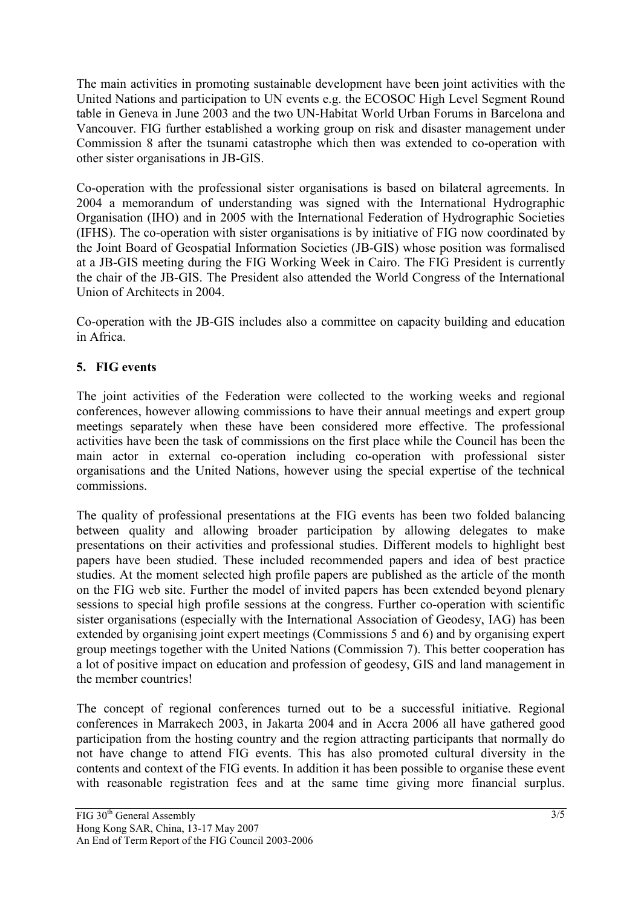The main activities in promoting sustainable development have been joint activities with the United Nations and participation to UN events e.g. the ECOSOC High Level Segment Round table in Geneva in June 2003 and the two UN-Habitat World Urban Forums in Barcelona and Vancouver. FIG further established a working group on risk and disaster management under Commission 8 after the tsunami catastrophe which then was extended to co-operation with other sister organisations in JB-GIS.

Co-operation with the professional sister organisations is based on bilateral agreements. In 2004 a memorandum of understanding was signed with the International Hydrographic Organisation (IHO) and in 2005 with the International Federation of Hydrographic Societies (IFHS). The co-operation with sister organisations is by initiative of FIG now coordinated by the Joint Board of Geospatial Information Societies (JB-GIS) whose position was formalised at a JB-GIS meeting during the FIG Working Week in Cairo. The FIG President is currently the chair of the JB-GIS. The President also attended the World Congress of the International Union of Architects in 2004.

Co-operation with the JB-GIS includes also a committee on capacity building and education in Africa.

## 5. FIG events

The joint activities of the Federation were collected to the working weeks and regional conferences, however allowing commissions to have their annual meetings and expert group meetings separately when these have been considered more effective. The professional activities have been the task of commissions on the first place while the Council has been the main actor in external co-operation including co-operation with professional sister organisations and the United Nations, however using the special expertise of the technical commissions.

The quality of professional presentations at the FIG events has been two folded balancing between quality and allowing broader participation by allowing delegates to make presentations on their activities and professional studies. Different models to highlight best papers have been studied. These included recommended papers and idea of best practice studies. At the moment selected high profile papers are published as the article of the month on the FIG web site. Further the model of invited papers has been extended beyond plenary sessions to special high profile sessions at the congress. Further co-operation with scientific sister organisations (especially with the International Association of Geodesy, IAG) has been extended by organising joint expert meetings (Commissions 5 and 6) and by organising expert group meetings together with the United Nations (Commission 7). This better cooperation has a lot of positive impact on education and profession of geodesy, GIS and land management in the member countries!

The concept of regional conferences turned out to be a successful initiative. Regional conferences in Marrakech 2003, in Jakarta 2004 and in Accra 2006 all have gathered good participation from the hosting country and the region attracting participants that normally do not have change to attend FIG events. This has also promoted cultural diversity in the contents and context of the FIG events. In addition it has been possible to organise these event with reasonable registration fees and at the same time giving more financial surplus.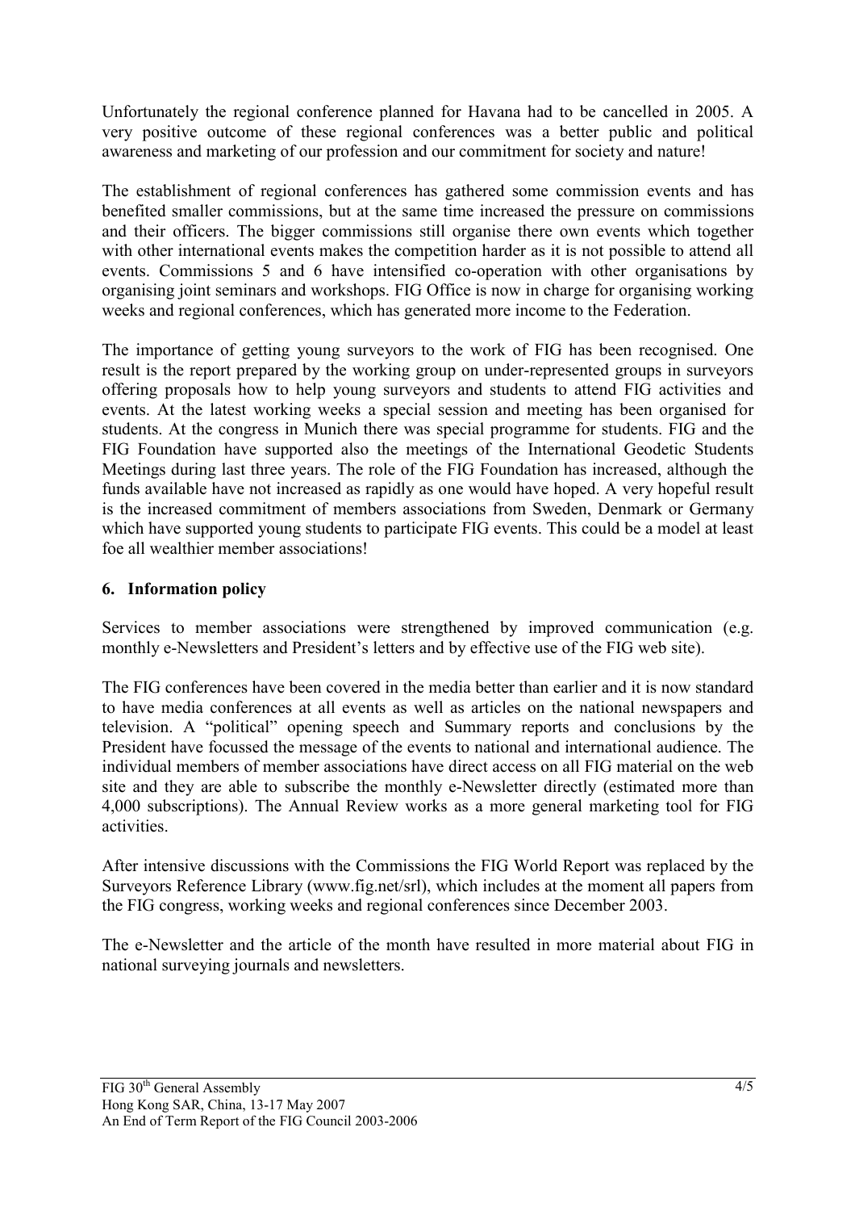Unfortunately the regional conference planned for Havana had to be cancelled in 2005. A very positive outcome of these regional conferences was a better public and political awareness and marketing of our profession and our commitment for society and nature!

The establishment of regional conferences has gathered some commission events and has benefited smaller commissions, but at the same time increased the pressure on commissions and their officers. The bigger commissions still organise there own events which together with other international events makes the competition harder as it is not possible to attend all events. Commissions 5 and 6 have intensified co-operation with other organisations by organising joint seminars and workshops. FIG Office is now in charge for organising working weeks and regional conferences, which has generated more income to the Federation.

The importance of getting young surveyors to the work of FIG has been recognised. One result is the report prepared by the working group on under-represented groups in surveyors offering proposals how to help young surveyors and students to attend FIG activities and events. At the latest working weeks a special session and meeting has been organised for students. At the congress in Munich there was special programme for students. FIG and the FIG Foundation have supported also the meetings of the International Geodetic Students Meetings during last three years. The role of the FIG Foundation has increased, although the funds available have not increased as rapidly as one would have hoped. A very hopeful result is the increased commitment of members associations from Sweden, Denmark or Germany which have supported young students to participate FIG events. This could be a model at least foe all wealthier member associations!

## 6. Information policy

Services to member associations were strengthened by improved communication (e.g. monthly e-Newsletters and President's letters and by effective use of the FIG web site).

The FIG conferences have been covered in the media better than earlier and it is now standard to have media conferences at all events as well as articles on the national newspapers and television. A "political" opening speech and Summary reports and conclusions by the President have focussed the message of the events to national and international audience. The individual members of member associations have direct access on all FIG material on the web site and they are able to subscribe the monthly e-Newsletter directly (estimated more than 4,000 subscriptions). The Annual Review works as a more general marketing tool for FIG activities.

After intensive discussions with the Commissions the FIG World Report was replaced by the Surveyors Reference Library (www.fig.net/srl), which includes at the moment all papers from the FIG congress, working weeks and regional conferences since December 2003.

The e-Newsletter and the article of the month have resulted in more material about FIG in national surveying journals and newsletters.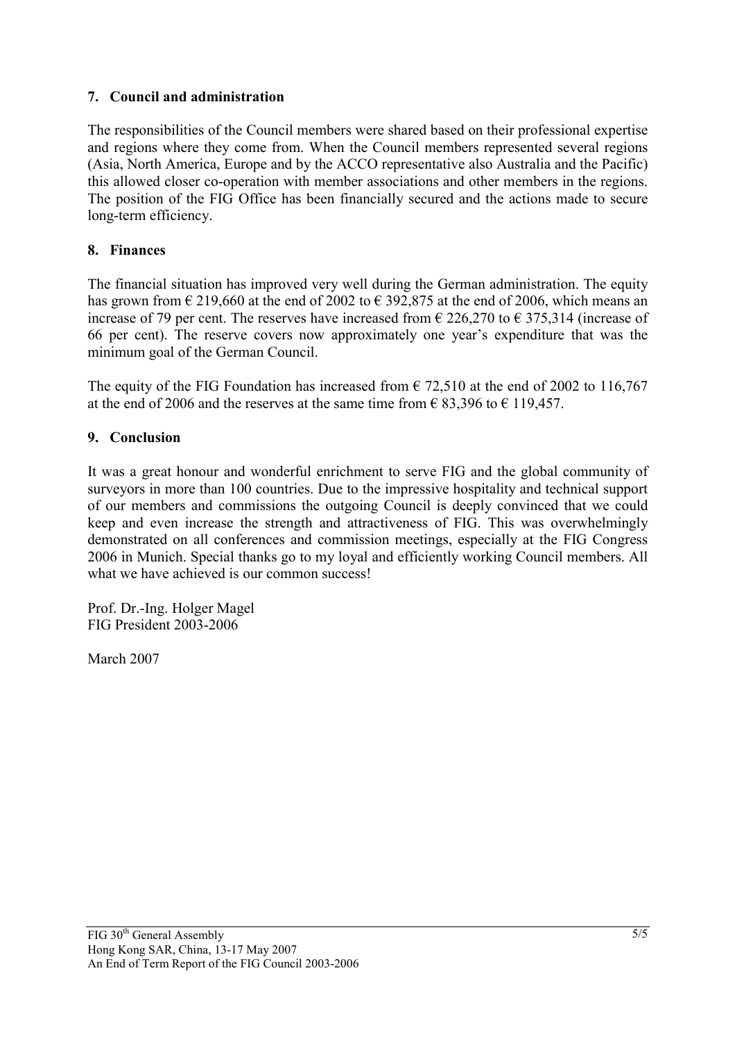## 7. Council and administration

The responsibilities of the Council members were shared based on their professional expertise and regions where they come from. When the Council members represented several regions (Asia, North America, Europe and by the ACCO representative also Australia and the Pacific) this allowed closer co-operation with member associations and other members in the regions. The position of the FIG Office has been financially secured and the actions made to secure long-term efficiency.

## 8. Finances

The financial situation has improved very well during the German administration. The equity has grown from € 219,660 at the end of 2002 to € 392,875 at the end of 2006, which means an increase of 79 per cent. The reserves have increased from € 226,270 to € 375,314 (increase of 66 per cent). The reserve covers now approximately one year's expenditure that was the minimum goal of the German Council.

The equity of the FIG Foundation has increased from € 72,510 at the end of 2002 to 116,767 at the end of 2006 and the reserves at the same time from € 83,396 to € 119,457.

## 9. Conclusion

It was a great honour and wonderful enrichment to serve FIG and the global community of surveyors in more than 100 countries. Due to the impressive hospitality and technical support of our members and commissions the outgoing Council is deeply convinced that we could keep and even increase the strength and attractiveness of FIG. This was overwhelmingly demonstrated on all conferences and commission meetings, especially at the FIG Congress 2006 in Munich. Special thanks go to my loyal and efficiently working Council members. All what we have achieved is our common success!

Prof. Dr.-Ing. Holger Magel
FIG President 2003-2006

March 2007